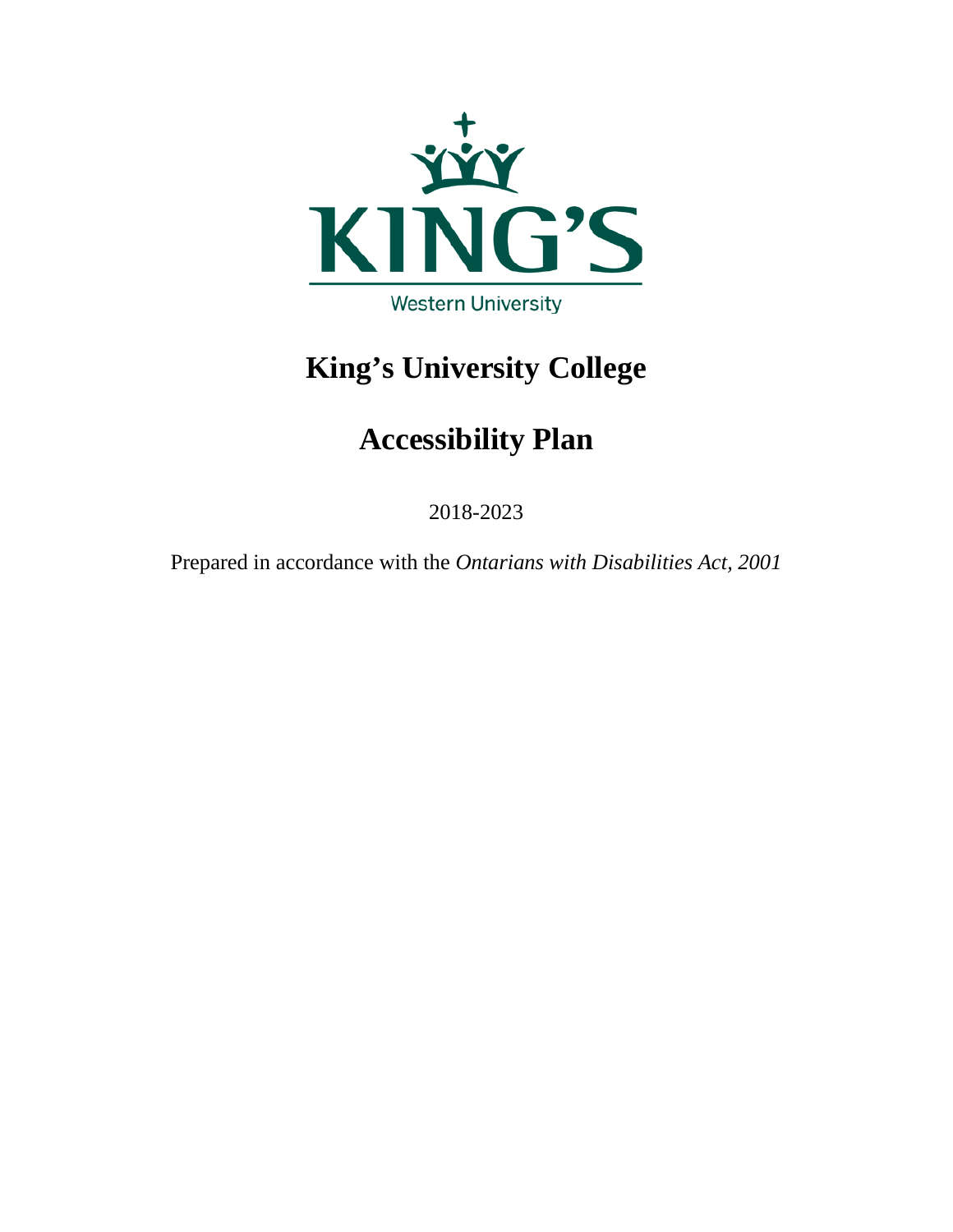# King's University College

# Accessibility Plan

2018-2023

Prepared in accordance with the *Ontarians with Disabilities Act, 2001*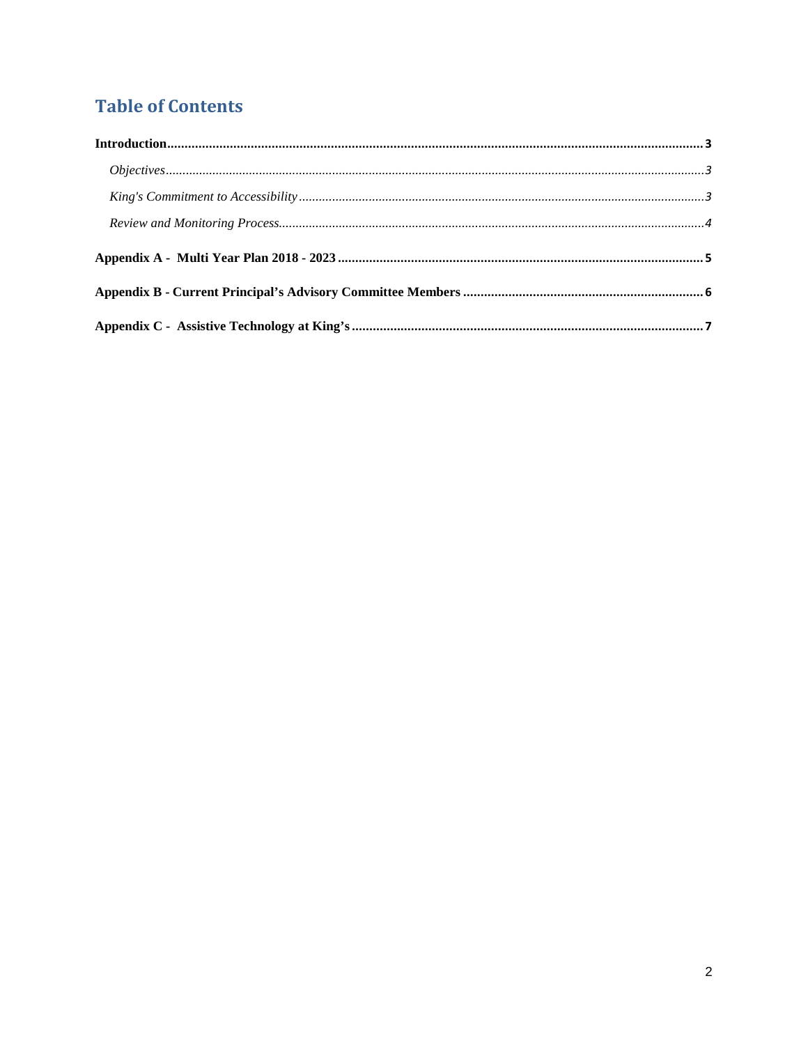# Table of Contents

**Introduction** ........................................................................ **3**

*Objectives* ........................................................................ *3*

*King's Commitment to Accessibility* ........................................................................ *3*

*Review and Monitoring Process* ........................................................................ *4*

**Appendix A - Multi Year Plan 2018 - 2023** ........................................................................ **5**

**Appendix B - Current Principal's Advisory Committee Members** ........................................................................ **6**

**Appendix C - Assistive Technology at King's** ........................................................................ **7**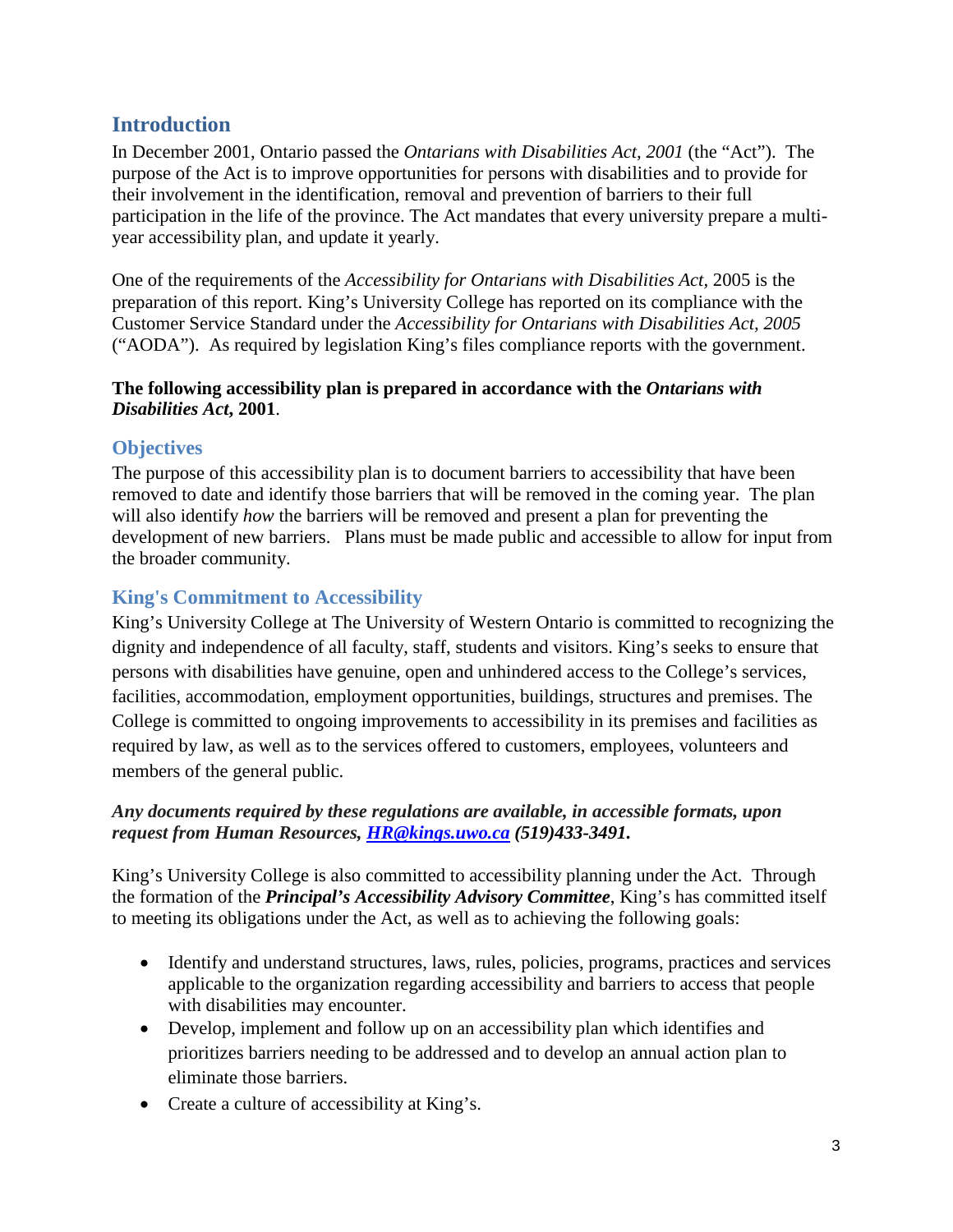## Introduction

In December 2001, Ontario passed the *Ontarians with Disabilities Act, 2001* (the "Act"). The purpose of the Act is to improve opportunities for persons with disabilities and to provide for their involvement in the identification, removal and prevention of barriers to their full participation in the life of the province. The Act mandates that every university prepare a multi-year accessibility plan, and update it yearly.

One of the requirements of the *Accessibility for Ontarians with Disabilities Act*, 2005 is the preparation of this report. King's University College has reported on its compliance with the Customer Service Standard under the *Accessibility for Ontarians with Disabilities Act, 2005* ("AODA"). As required by legislation King's files compliance reports with the government.

**The following accessibility plan is prepared in accordance with the *Ontarians with Disabilities Act,* 2001**.

### Objectives

The purpose of this accessibility plan is to document barriers to accessibility that have been removed to date and identify those barriers that will be removed in the coming year. The plan will also identify *how* the barriers will be removed and present a plan for preventing the development of new barriers. Plans must be made public and accessible to allow for input from the broader community.

### King's Commitment to Accessibility

King's University College at The University of Western Ontario is committed to recognizing the dignity and independence of all faculty, staff, students and visitors. King's seeks to ensure that persons with disabilities have genuine, open and unhindered access to the College's services, facilities, accommodation, employment opportunities, buildings, structures and premises. The College is committed to ongoing improvements to accessibility in its premises and facilities as required by law, as well as to the services offered to customers, employees, volunteers and members of the general public.

***Any documents required by these regulations are available, in accessible formats, upon request from Human Resources, [HR@kings.uwo.ca](mailto:HR@kings.uwo.ca) (519)433-3491.***

King's University College is also committed to accessibility planning under the Act. Through the formation of the ***Principal's Accessibility Advisory Committee***, King's has committed itself to meeting its obligations under the Act, as well as to achieving the following goals:

- Identify and understand structures, laws, rules, policies, programs, practices and services applicable to the organization regarding accessibility and barriers to access that people with disabilities may encounter.
- Develop, implement and follow up on an accessibility plan which identifies and prioritizes barriers needing to be addressed and to develop an annual action plan to eliminate those barriers.
- Create a culture of accessibility at King's.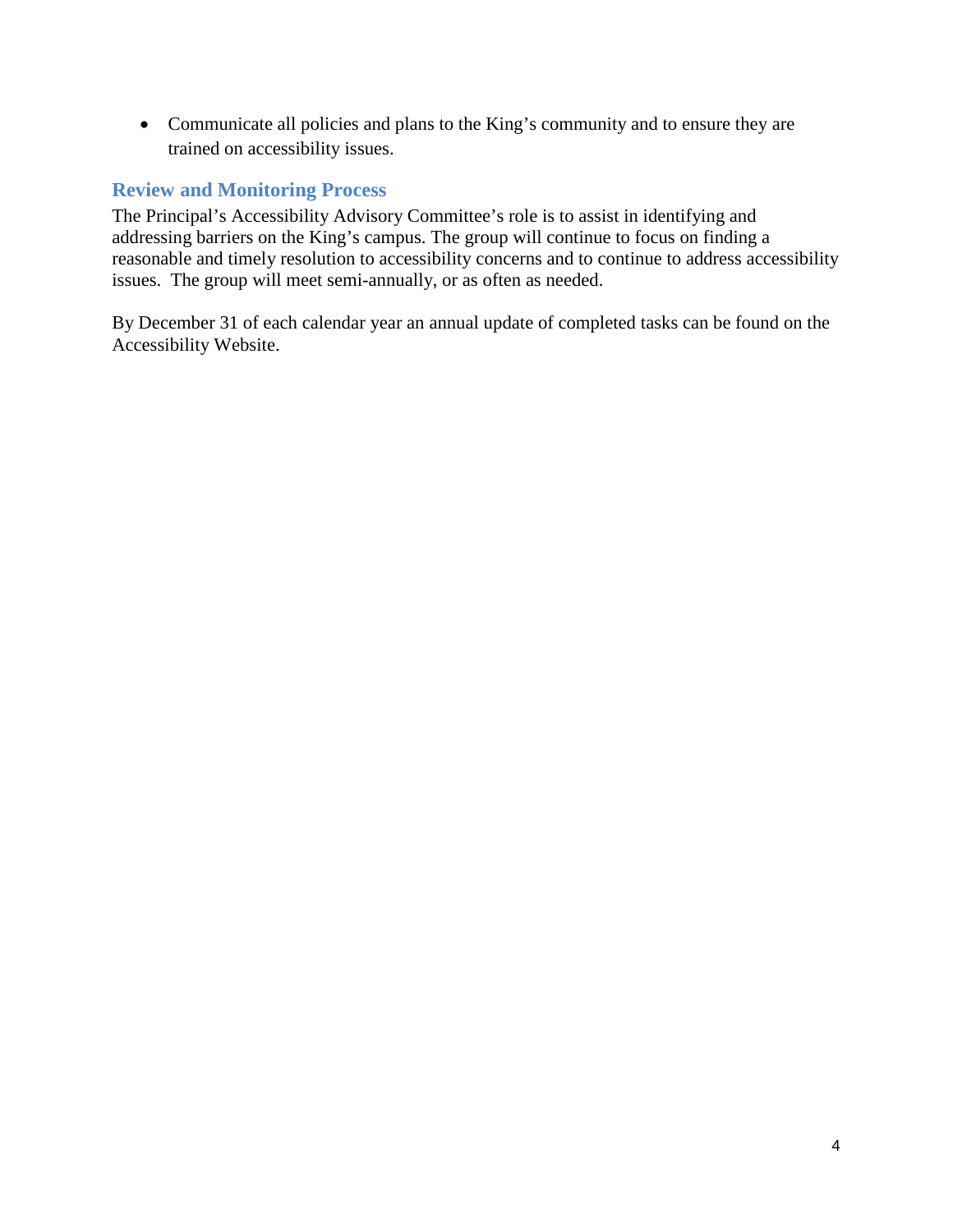- Communicate all policies and plans to the King's community and to ensure they are trained on accessibility issues.

## Review and Monitoring Process

The Principal's Accessibility Advisory Committee's role is to assist in identifying and addressing barriers on the King's campus. The group will continue to focus on finding a reasonable and timely resolution to accessibility concerns and to continue to address accessibility issues. The group will meet semi-annually, or as often as needed.

By December 31 of each calendar year an annual update of completed tasks can be found on the Accessibility Website.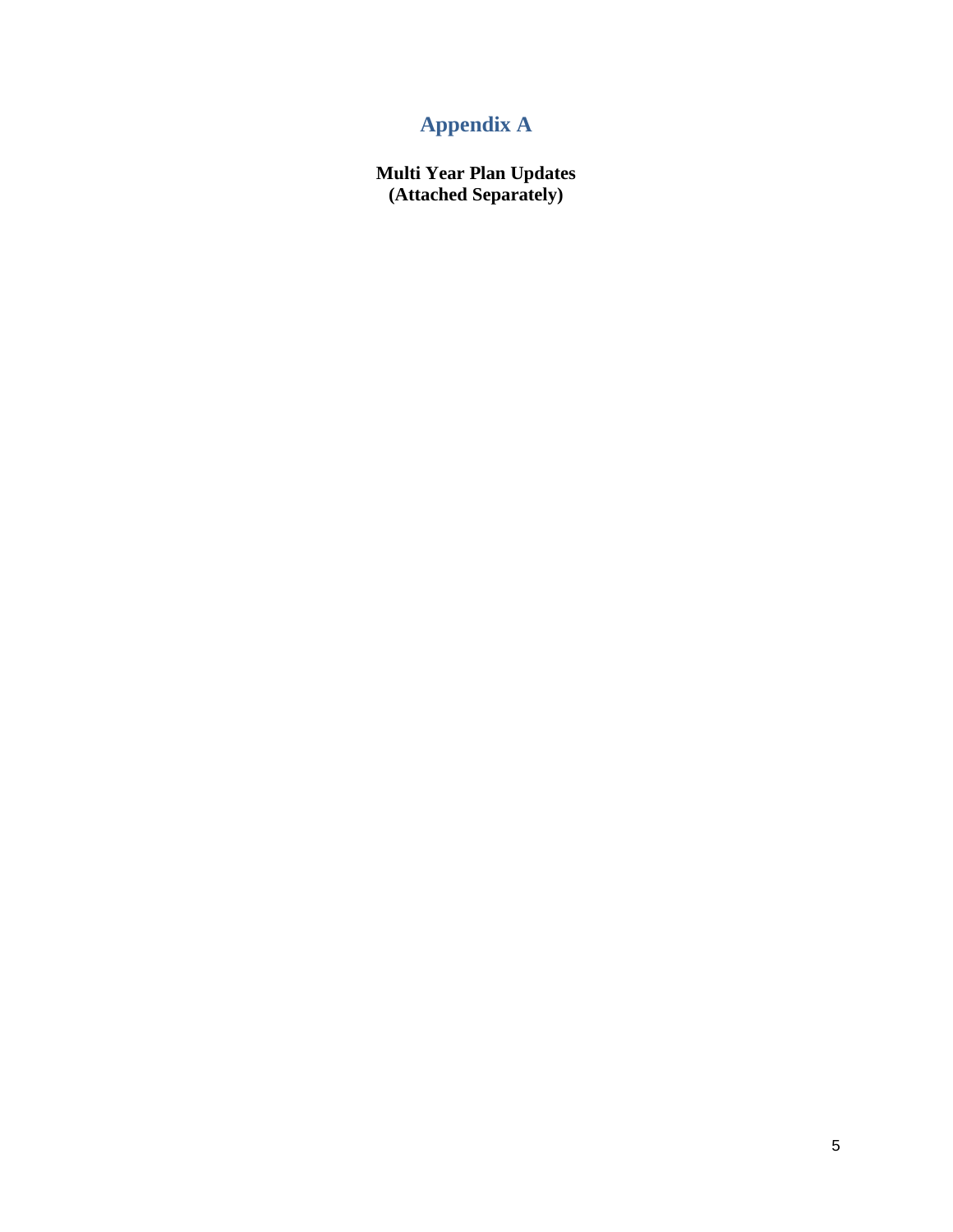# Appendix A

**Multi Year Plan Updates**
**(Attached Separately)**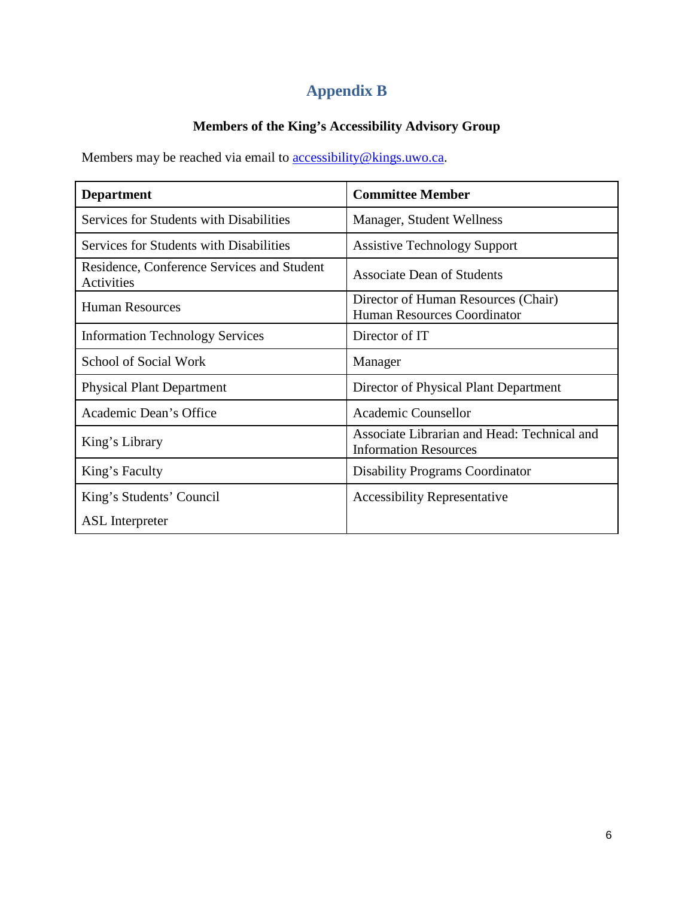# Appendix B

**Members of the King's Accessibility Advisory Group**

Members may be reached via email to accessibility@kings.uwo.ca.

| **Department** | **Committee Member** |
|---|---|
| Services for Students with Disabilities | Manager, Student Wellness |
| Services for Students with Disabilities | Assistive Technology Support |
| Residence, Conference Services and Student Activities | Associate Dean of Students |
| Human Resources | Director of Human Resources (Chair)<br>Human Resources Coordinator |
| Information Technology Services | Director of IT |
| School of Social Work | Manager |
| Physical Plant Department | Director of Physical Plant Department |
| Academic Dean's Office | Academic Counsellor |
| King's Library | Associate Librarian and Head: Technical and Information Resources |
| King's Faculty | Disability Programs Coordinator |
| King's Students' Council | Accessibility Representative |
| ASL Interpreter | |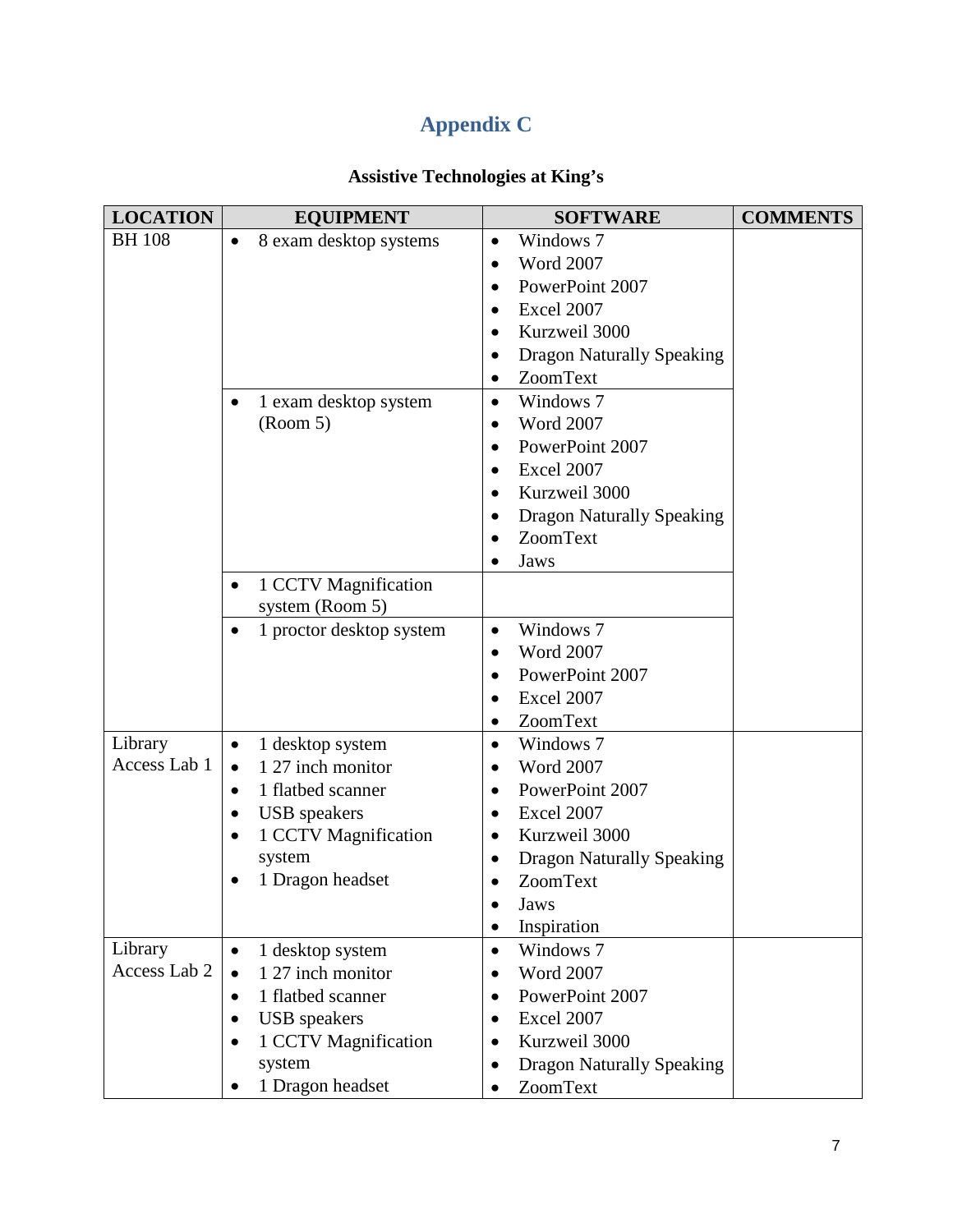# Appendix C

**Assistive Technologies at King's**

| LOCATION | EQUIPMENT | SOFTWARE | COMMENTS |
|---|---|---|---|
| BH 108 | • 8 exam desktop systems | • Windows 7<br>• Word 2007<br>• PowerPoint 2007<br>• Excel 2007<br>• Kurzweil 3000<br>• Dragon Naturally Speaking<br>• ZoomText | |
| | • 1 exam desktop system (Room 5) | • Windows 7<br>• Word 2007<br>• PowerPoint 2007<br>• Excel 2007<br>• Kurzweil 3000<br>• Dragon Naturally Speaking<br>• ZoomText<br>• Jaws | |
| | • 1 CCTV Magnification system (Room 5) | | |
| | • 1 proctor desktop system | • Windows 7<br>• Word 2007<br>• PowerPoint 2007<br>• Excel 2007<br>• ZoomText | |
| Library Access Lab 1 | • 1 desktop system<br>• 1 27 inch monitor<br>• 1 flatbed scanner<br>• USB speakers<br>• 1 CCTV Magnification system<br>• 1 Dragon headset | • Windows 7<br>• Word 2007<br>• PowerPoint 2007<br>• Excel 2007<br>• Kurzweil 3000<br>• Dragon Naturally Speaking<br>• ZoomText<br>• Jaws<br>• Inspiration | |
| Library Access Lab 2 | • 1 desktop system<br>• 1 27 inch monitor<br>• 1 flatbed scanner<br>• USB speakers<br>• 1 CCTV Magnification system<br>• 1 Dragon headset | • Windows 7<br>• Word 2007<br>• PowerPoint 2007<br>• Excel 2007<br>• Kurzweil 3000<br>• Dragon Naturally Speaking<br>• ZoomText | |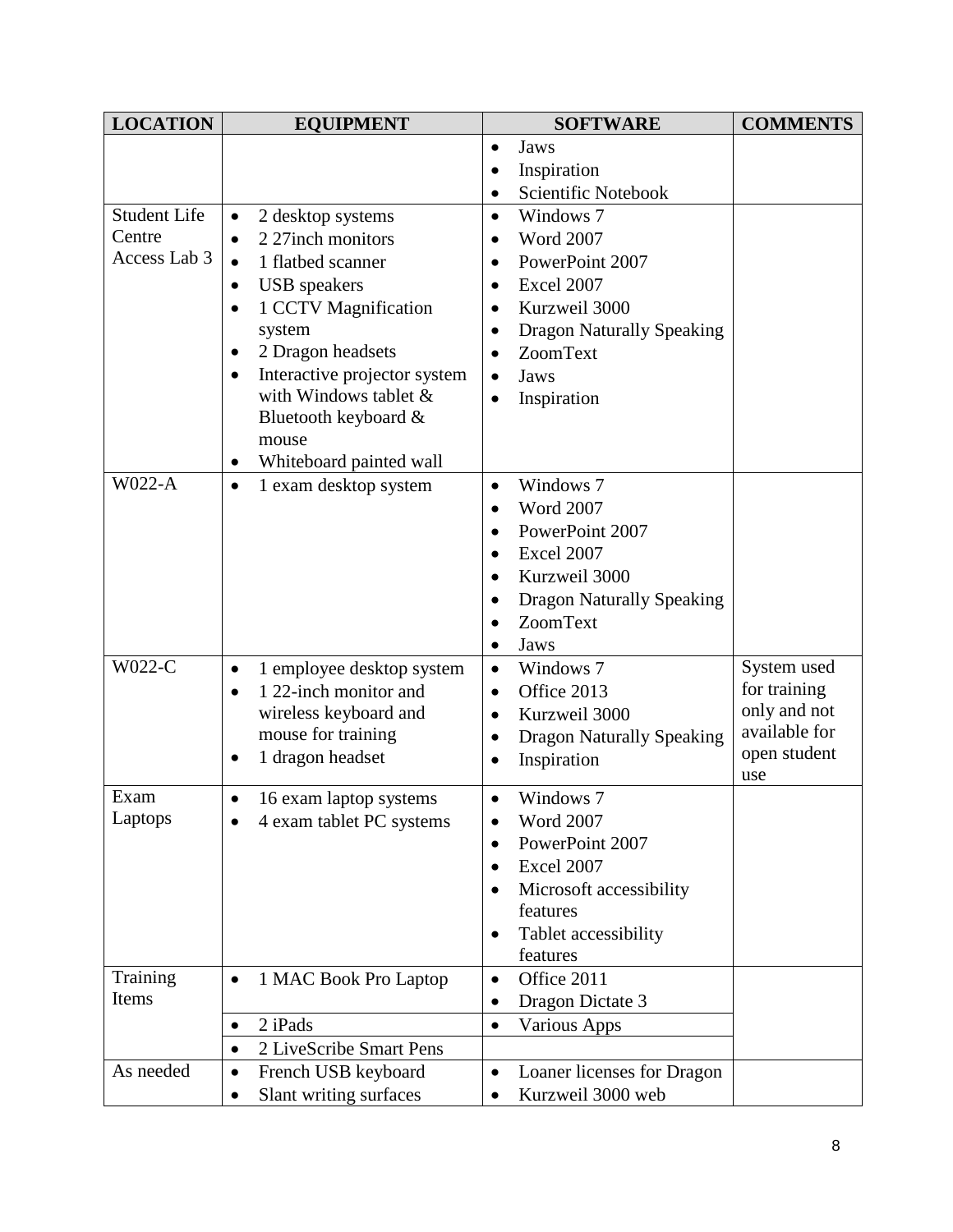| LOCATION | EQUIPMENT | SOFTWARE | COMMENTS |
|---|---|---|---|
| | | • Jaws<br>• Inspiration<br>• Scientific Notebook | |
| Student Life Centre Access Lab 3 | • 2 desktop systems<br>• 2 27inch monitors<br>• 1 flatbed scanner<br>• USB speakers<br>• 1 CCTV Magnification system<br>• 2 Dragon headsets<br>• Interactive projector system with Windows tablet & Bluetooth keyboard & mouse<br>• Whiteboard painted wall | • Windows 7<br>• Word 2007<br>• PowerPoint 2007<br>• Excel 2007<br>• Kurzweil 3000<br>• Dragon Naturally Speaking<br>• ZoomText<br>• Jaws<br>• Inspiration | |
| W022-A | • 1 exam desktop system | • Windows 7<br>• Word 2007<br>• PowerPoint 2007<br>• Excel 2007<br>• Kurzweil 3000<br>• Dragon Naturally Speaking<br>• ZoomText<br>• Jaws | |
| W022-C | • 1 employee desktop system<br>• 1 22-inch monitor and wireless keyboard and mouse for training<br>• 1 dragon headset | • Windows 7<br>• Office 2013<br>• Kurzweil 3000<br>• Dragon Naturally Speaking<br>• Inspiration | System used for training only and not available for open student use |
| Exam Laptops | • 16 exam laptop systems<br>• 4 exam tablet PC systems | • Windows 7<br>• Word 2007<br>• PowerPoint 2007<br>• Excel 2007<br>• Microsoft accessibility features<br>• Tablet accessibility features | |
| Training Items | • 1 MAC Book Pro Laptop | • Office 2011<br>• Dragon Dictate 3 | |
| | • 2 iPads | • Various Apps | |
| | • 2 LiveScribe Smart Pens | | |
| As needed | • French USB keyboard<br>• Slant writing surfaces | • Loaner licenses for Dragon<br>• Kurzweil 3000 web | |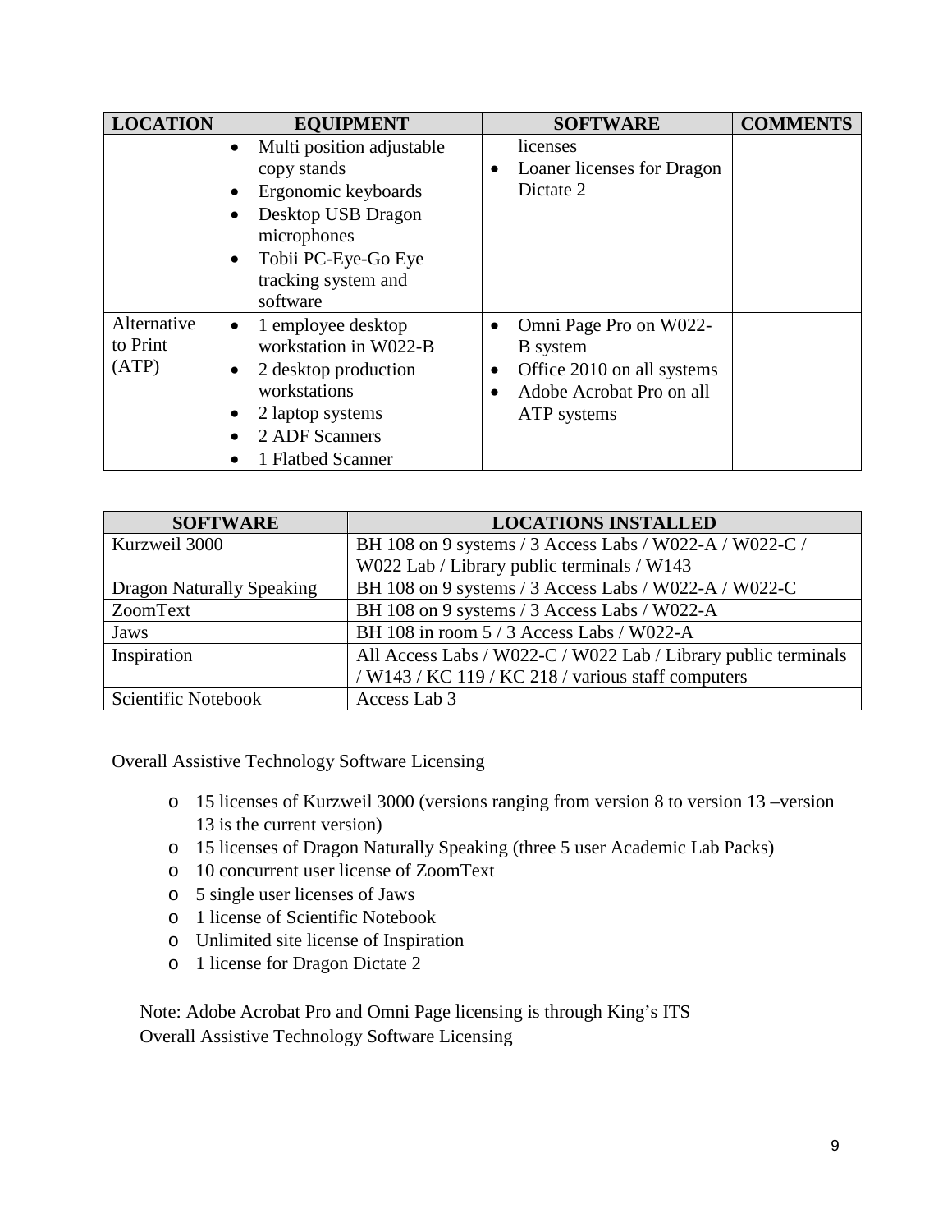| LOCATION | EQUIPMENT | SOFTWARE | COMMENTS |
|---|---|---|---|
| | • Multi position adjustable copy stands<br>• Ergonomic keyboards<br>• Desktop USB Dragon microphones<br>• Tobii PC-Eye-Go Eye tracking system and software | licenses<br>• Loaner licenses for Dragon Dictate 2 | |
| Alternative to Print (ATP) | • 1 employee desktop workstation in W022-B<br>• 2 desktop production workstations<br>• 2 laptop systems<br>• 2 ADF Scanners<br>• 1 Flatbed Scanner | • Omni Page Pro on W022-B system<br>• Office 2010 on all systems<br>• Adobe Acrobat Pro on all ATP systems | |

| SOFTWARE | LOCATIONS INSTALLED |
|---|---|
| Kurzweil 3000 | BH 108 on 9 systems / 3 Access Labs / W022-A / W022-C / W022 Lab / Library public terminals / W143 |
| Dragon Naturally Speaking | BH 108 on 9 systems / 3 Access Labs / W022-A / W022-C |
| ZoomText | BH 108 on 9 systems / 3 Access Labs / W022-A |
| Jaws | BH 108 in room 5 / 3 Access Labs / W022-A |
| Inspiration | All Access Labs / W022-C / W022 Lab / Library public terminals / W143 / KC 119 / KC 218 / various staff computers |
| Scientific Notebook | Access Lab 3 |

Overall Assistive Technology Software Licensing

- 15 licenses of Kurzweil 3000 (versions ranging from version 8 to version 13 –version 13 is the current version)
- 15 licenses of Dragon Naturally Speaking (three 5 user Academic Lab Packs)
- 10 concurrent user license of ZoomText
- 5 single user licenses of Jaws
- 1 license of Scientific Notebook
- Unlimited site license of Inspiration
- 1 license for Dragon Dictate 2

Note: Adobe Acrobat Pro and Omni Page licensing is through King's ITS
Overall Assistive Technology Software Licensing